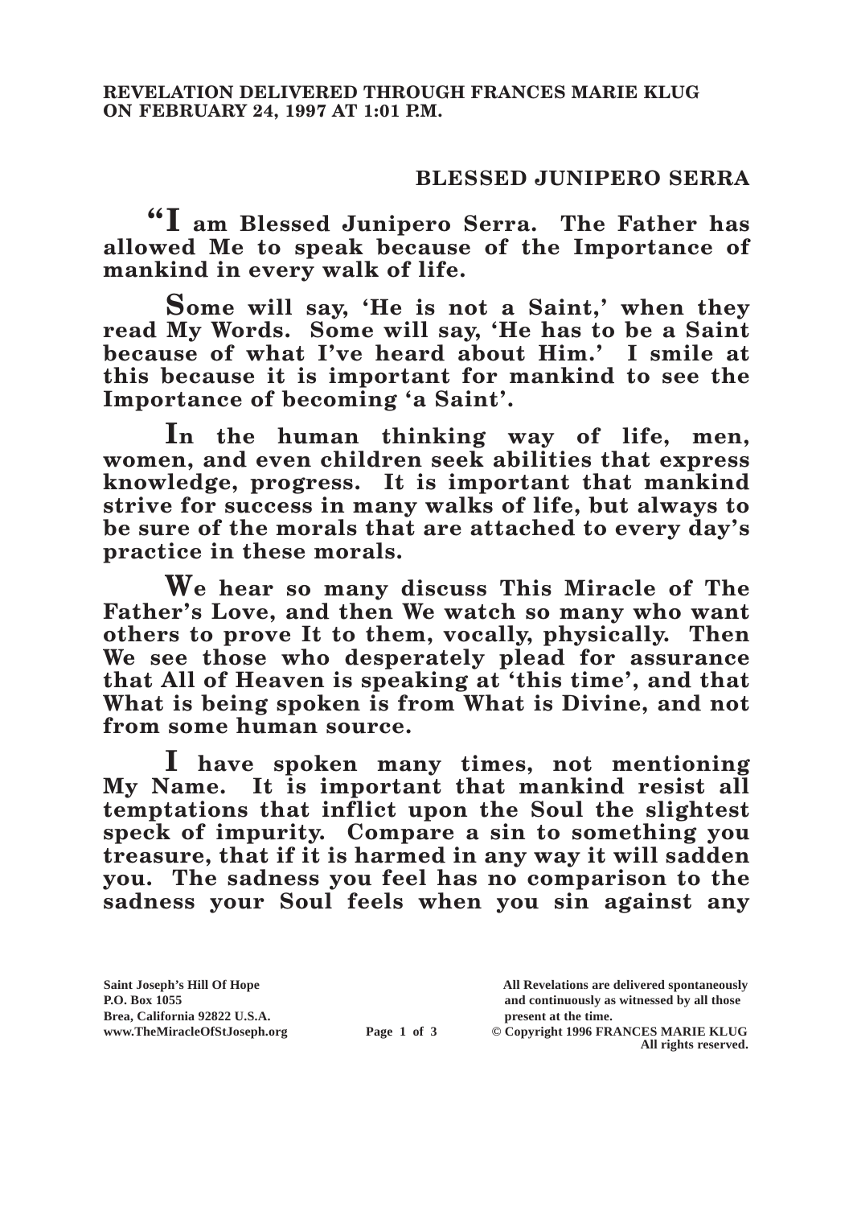**REVELATION DELIVERED THROUGH FRANCES MARIE KLUG ON FEBRUARY 24, 1997 AT 1:01 P.M.**

## BLESSED JUNIPERO SERRA

**"I am Blessed Junipero Serra. The Father has allowed Me to speak because of the Importance of mankind in every walk of life.**

**Some will say, 'He is not a Saint,' when they read My Words. Some will say, 'He has to be a Saint because of what I've heard about Him.' I smile at this because it is important for mankind to see the Importance of becoming 'a Saint'.**

**In the human thinking way of life, men, women, and even children seek abilities that express knowledge, progress. It is important that mankind strive for success in many walks of life, but always to be sure of the morals that are attached to every day's practice in these morals.**

**We hear so many discuss This Miracle of The Father's Love, and then We watch so many who want others to prove It to them, vocally, physically. Then We see those who desperately plead for assurance that All of Heaven is speaking at 'this time', and that What is being spoken is from What is Divine, and not from some human source.**

**I have spoken many times, not mentioning My Name. It is important that mankind resist all temptations that inflict upon the Soul the slightest speck of impurity. Compare a sin to something you treasure, that if it is harmed in any way it will sadden you. The sadness you feel has no comparison to the sadness your Soul feels when you sin against any**

Saint Joseph's Hill Of Hope
P.O. Box 1055
Brea, California 92822 U.S.A.
www.TheMiracleOfStJoseph.org

All Revelations are delivered spontaneously and continuously as witnessed by all those present at the time.
© Copyright 1996 FRANCES MARIE KLUG
All rights reserved.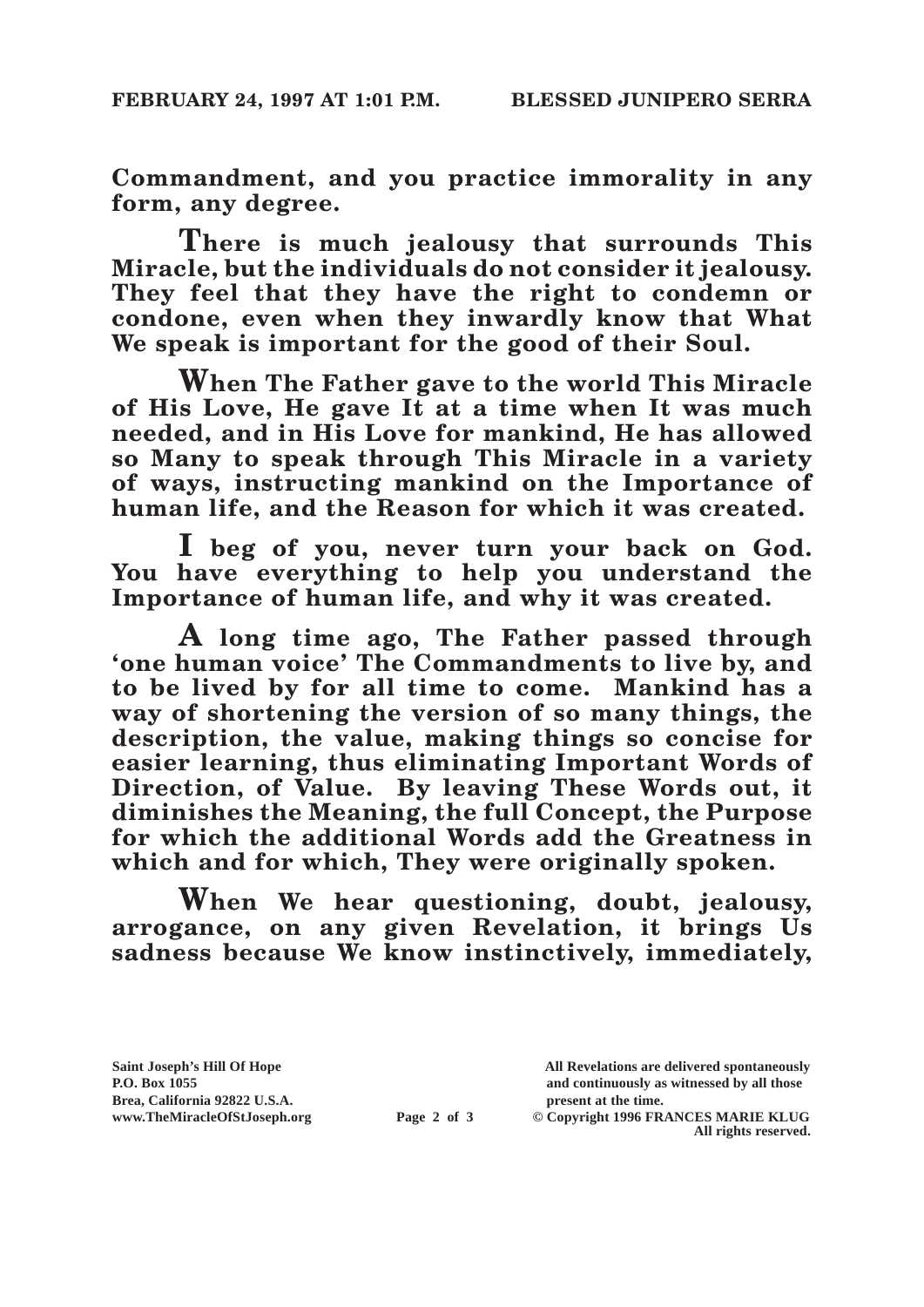**Commandment, and you practice immorality in any form, any degree.**

**There is much jealousy that surrounds This Miracle, but the individuals do not consider it jealousy. They feel that they have the right to condemn or condone, even when they inwardly know that What We speak is important for the good of their Soul.**

**When The Father gave to the world This Miracle of His Love, He gave It at a time when It was much needed, and in His Love for mankind, He has allowed so Many to speak through This Miracle in a variety of ways, instructing mankind on the Importance of human life, and the Reason for which it was created.**

**I beg of you, never turn your back on God. You have everything to help you understand the Importance of human life, and why it was created.**

**A long time ago, The Father passed through 'one human voice' The Commandments to live by, and to be lived by for all time to come. Mankind has a way of shortening the version of so many things, the description, the value, making things so concise for easier learning, thus eliminating Important Words of Direction, of Value. By leaving These Words out, it diminishes the Meaning, the full Concept, the Purpose for which the additional Words add the Greatness in which and for which, They were originally spoken.**

**When We hear questioning, doubt, jealousy, arrogance, on any given Revelation, it brings Us sadness because We know instinctively, immediately,**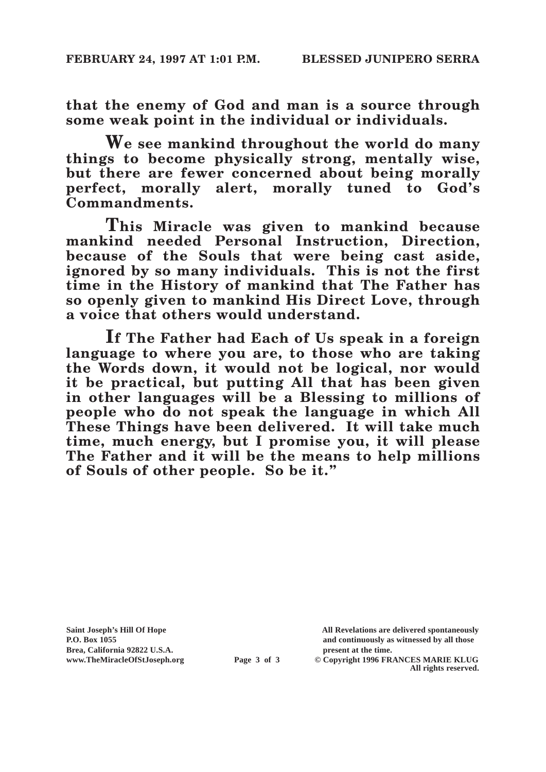**that the enemy of God and man is a source through some weak point in the individual or individuals.**

**We see mankind throughout the world do many things to become physically strong, mentally wise, but there are fewer concerned about being morally perfect, morally alert, morally tuned to God's Commandments.**

**This Miracle was given to mankind because mankind needed Personal Instruction, Direction, because of the Souls that were being cast aside, ignored by so many individuals. This is not the first time in the History of mankind that The Father has so openly given to mankind His Direct Love, through a voice that others would understand.**

**If The Father had Each of Us speak in a foreign language to where you are, to those who are taking the Words down, it would not be logical, nor would it be practical, but putting All that has been given in other languages will be a Blessing to millions of people who do not speak the language in which All These Things have been delivered. It will take much time, much energy, but I promise you, it will please The Father and it will be the means to help millions of Souls of other people. So be it."**

**Saint Joseph's Hill Of Hope**
**P.O. Box 1055**
**Brea, California 92822 U.S.A.**
**www.TheMiracleOfStJoseph.org**

**All Revelations are delivered spontaneously and continuously as witnessed by all those present at the time.**
**© Copyright 1996 FRANCES MARIE KLUG**
**All rights reserved.**